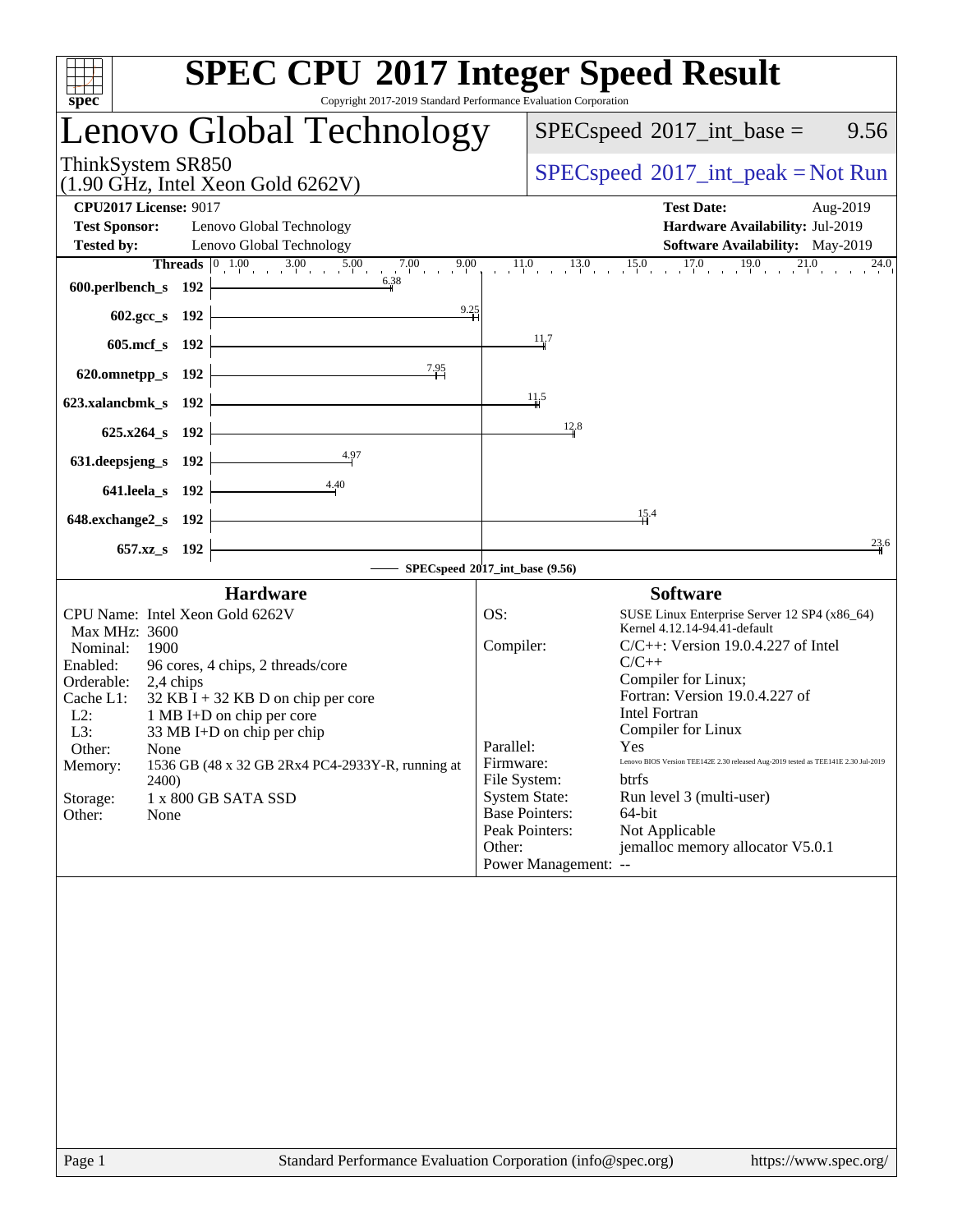# SPEC CPU 2017 Integer Speed Result

Copyright 2017-2019 Standard Performance Evaluation Corporation

## Lenovo Global Technology

ThinkSystem SR850
(1.90 GHz, Intel Xeon Gold 6262V)

SPECspeed 2017_int_base = 9.56

SPECspeed 2017_int_peak = Not Run

**CPU2017 License:** 9017
**Test Sponsor:** Lenovo Global Technology
**Tested by:** Lenovo Global Technology

**Test Date:** Aug-2019
**Hardware Availability:** Jul-2019
**Software Availability:** May-2019

| Benchmark | Threads | Base |
|---|---|---|
| 600.perlbench_s | 192 | 6.38 |
| 602.gcc_s | 192 | 9.25 |
| 605.mcf_s | 192 | 11.7 |
| 620.omnetpp_s | 192 | 7.95 |
| 623.xalancbmk_s | 192 | 11.5 |
| 625.x264_s | 192 | 12.8 |
| 631.deepsjeng_s | 192 | 4.97 |
| 641.leela_s | 192 | 4.40 |
| 648.exchange2_s | 192 | 15.4 |
| 657.xz_s | 192 | 23.6 |

SPECspeed 2017_int_base (9.56)

### Hardware

| | |
|---|---|
| CPU Name: | Intel Xeon Gold 6262V |
| Max MHz: | 3600 |
| Nominal: | 1900 |
| Enabled: | 96 cores, 4 chips, 2 threads/core |
| Orderable: | 2,4 chips |
| Cache L1: | 32 KB I + 32 KB D on chip per core |
| L2: | 1 MB I+D on chip per core |
| L3: | 33 MB I+D on chip per chip |
| Other: | None |
| Memory: | 1536 GB (48 x 32 GB 2Rx4 PC4-2933Y-R, running at 2400) |
| Storage: | 1 x 800 GB SATA SSD |
| Other: | None |

### Software

| | |
|---|---|
| OS: | SUSE Linux Enterprise Server 12 SP4 (x86_64) Kernel 4.12.14-94.41-default |
| Compiler: | C/C++: Version 19.0.4.227 of Intel C/C++ Compiler for Linux; Fortran: Version 19.0.4.227 of Intel Fortran Compiler for Linux |
| Parallel: | Yes |
| Firmware: | Lenovo BIOS Version TEE142E 2.30 released Aug-2019 tested as TEE141E 2.30 Jul-2019 |
| File System: | btrfs |
| System State: | Run level 3 (multi-user) |
| Base Pointers: | 64-bit |
| Peak Pointers: | Not Applicable |
| Other: | jemalloc memory allocator V5.0.1 |
| Power Management: | -- |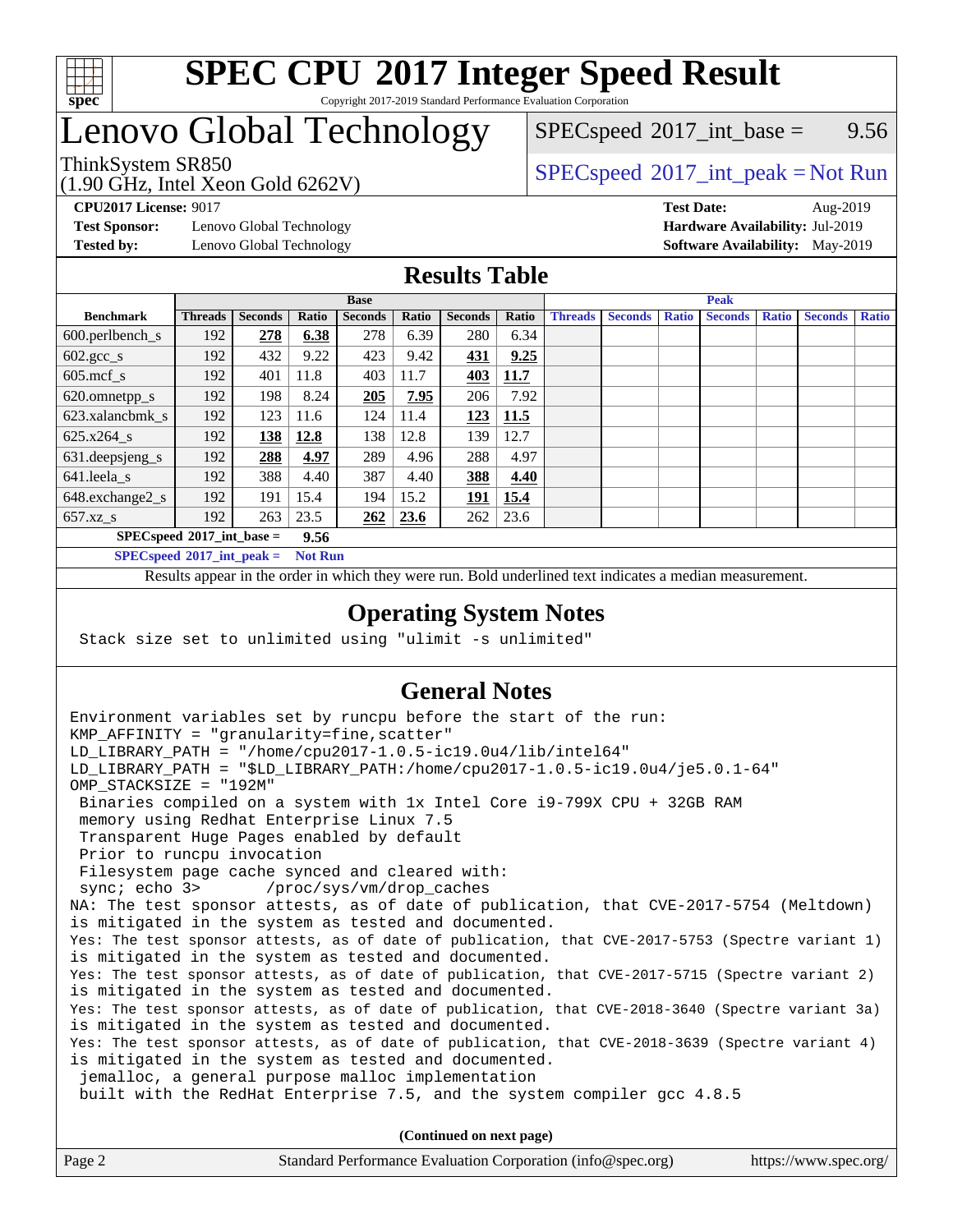# SPEC CPU 2017 Integer Speed Result

Copyright 2017-2019 Standard Performance Evaluation Corporation

## Lenovo Global Technology

ThinkSystem SR850
(1.90 GHz, Intel Xeon Gold 6262V)

SPECspeed 2017_int_base = 9.56

SPECspeed 2017_int_peak = Not Run

**CPU2017 License:** 9017
**Test Sponsor:** Lenovo Global Technology
**Tested by:** Lenovo Global Technology

**Test Date:** Aug-2019
**Hardware Availability:** Jul-2019
**Software Availability:** May-2019

## Results Table

| Benchmark | Base | | | | | | | Peak | | | | | | |
|---|---|---|---|---|---|---|---|---|---|---|---|---|---|---|
| | Threads | Seconds | Ratio | Seconds | Ratio | Seconds | Ratio | Threads | Seconds | Ratio | Seconds | Ratio | Seconds | Ratio |
| 600.perlbench_s | 192 | **278** | **6.38** | 278 | 6.39 | 280 | 6.34 | | | | | | | |
| 602.gcc_s | 192 | 432 | 9.22 | 423 | 9.42 | **431** | **9.25** | | | | | | | |
| 605.mcf_s | 192 | 401 | 11.8 | 403 | 11.7 | **403** | **11.7** | | | | | | | |
| 620.omnetpp_s | 192 | 198 | 8.24 | **205** | **7.95** | 206 | 7.92 | | | | | | | |
| 623.xalancbmk_s | 192 | 123 | 11.6 | 124 | 11.4 | **123** | **11.5** | | | | | | | |
| 625.x264_s | 192 | **138** | **12.8** | 138 | 12.8 | 139 | 12.7 | | | | | | | |
| 631.deepsjeng_s | 192 | **288** | **4.97** | 289 | 4.96 | 288 | 4.97 | | | | | | | |
| 641.leela_s | 192 | 388 | 4.40 | 387 | 4.40 | **388** | **4.40** | | | | | | | |
| 648.exchange2_s | 192 | 191 | 15.4 | 194 | 15.2 | **191** | **15.4** | | | | | | | |
| 657.xz_s | 192 | 263 | 23.5 | **262** | **23.6** | 262 | 23.6 | | | | | | | |

**SPECspeed 2017_int_base = 9.56**

**SPECspeed 2017_int_peak = Not Run**

Results appear in the order in which they were run. Bold underlined text indicates a median measurement.

## Operating System Notes

```
Stack size set to unlimited using "ulimit -s unlimited"
```

## General Notes

```
Environment variables set by runcpu before the start of the run:
KMP_AFFINITY = "granularity=fine,scatter"
LD_LIBRARY_PATH = "/home/cpu2017-1.0.5-ic19.0u4/lib/intel64"
LD_LIBRARY_PATH = "$LD_LIBRARY_PATH:/home/cpu2017-1.0.5-ic19.0u4/je5.0.1-64"
OMP_STACKSIZE = "192M"
 Binaries compiled on a system with 1x Intel Core i9-799X CPU + 32GB RAM
 memory using Redhat Enterprise Linux 7.5
 Transparent Huge Pages enabled by default
 Prior to runcpu invocation
 Filesystem page cache synced and cleared with:
 sync; echo 3>       /proc/sys/vm/drop_caches
NA: The test sponsor attests, as of date of publication, that CVE-2017-5754 (Meltdown)
is mitigated in the system as tested and documented.
Yes: The test sponsor attests, as of date of publication, that CVE-2017-5753 (Spectre variant 1)
is mitigated in the system as tested and documented.
Yes: The test sponsor attests, as of date of publication, that CVE-2017-5715 (Spectre variant 2)
is mitigated in the system as tested and documented.
Yes: The test sponsor attests, as of date of publication, that CVE-2018-3640 (Spectre variant 3a)
is mitigated in the system as tested and documented.
Yes: The test sponsor attests, as of date of publication, that CVE-2018-3639 (Spectre variant 4)
is mitigated in the system as tested and documented.
 jemalloc, a general purpose malloc implementation
 built with the RedHat Enterprise 7.5, and the system compiler gcc 4.8.5
```

**(Continued on next page)**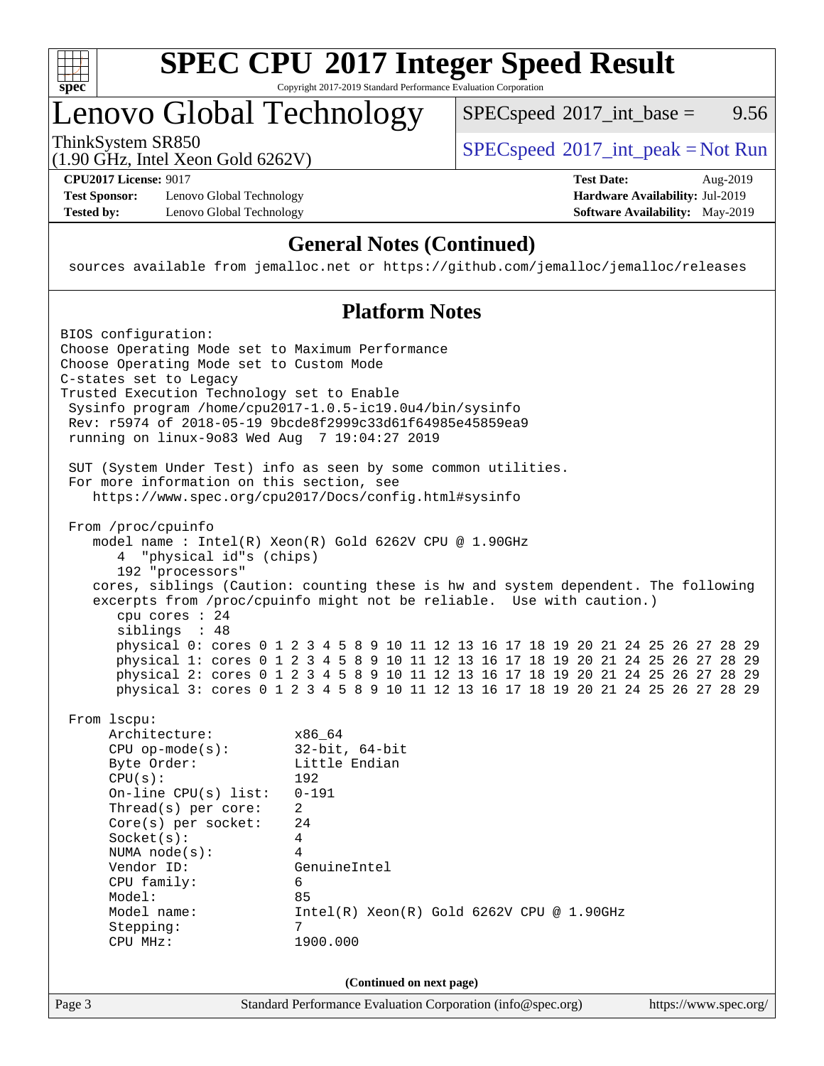## General Notes (Continued)

```
sources available from jemalloc.net or https://github.com/jemalloc/jemalloc/releases
```

## Platform Notes

```
BIOS configuration:
Choose Operating Mode set to Maximum Performance
Choose Operating Mode set to Custom Mode
C-states set to Legacy
Trusted Execution Technology set to Enable
 Sysinfo program /home/cpu2017-1.0.5-ic19.0u4/bin/sysinfo
 Rev: r5974 of 2018-05-19 9bcde8f2999c33d61f64985e45859ea9
 running on linux-9o83 Wed Aug  7 19:04:27 2019

 SUT (System Under Test) info as seen by some common utilities.
 For more information on this section, see
    https://www.spec.org/cpu2017/Docs/config.html#sysinfo

 From /proc/cpuinfo
    model name : Intel(R) Xeon(R) Gold 6262V CPU @ 1.90GHz
       4  "physical id"s (chips)
       192 "processors"
    cores, siblings (Caution: counting these is hw and system dependent. The following
    excerpts from /proc/cpuinfo might not be reliable.  Use with caution.)
       cpu cores : 24
       siblings  : 48
       physical 0: cores 0 1 2 3 4 5 8 9 10 11 12 13 16 17 18 19 20 21 24 25 26 27 28 29
       physical 1: cores 0 1 2 3 4 5 8 9 10 11 12 13 16 17 18 19 20 21 24 25 26 27 28 29
       physical 2: cores 0 1 2 3 4 5 8 9 10 11 12 13 16 17 18 19 20 21 24 25 26 27 28 29
       physical 3: cores 0 1 2 3 4 5 8 9 10 11 12 13 16 17 18 19 20 21 24 25 26 27 28 29

 From lscpu:
      Architecture:          x86_64
      CPU op-mode(s):        32-bit, 64-bit
      Byte Order:            Little Endian
      CPU(s):                192
      On-line CPU(s) list:   0-191
      Thread(s) per core:    2
      Core(s) per socket:    24
      Socket(s):             4
      NUMA node(s):          4
      Vendor ID:             GenuineIntel
      CPU family:            6
      Model:                 85
      Model name:            Intel(R) Xeon(R) Gold 6262V CPU @ 1.90GHz
      Stepping:              7
      CPU MHz:               1900.000
```

**(Continued on next page)**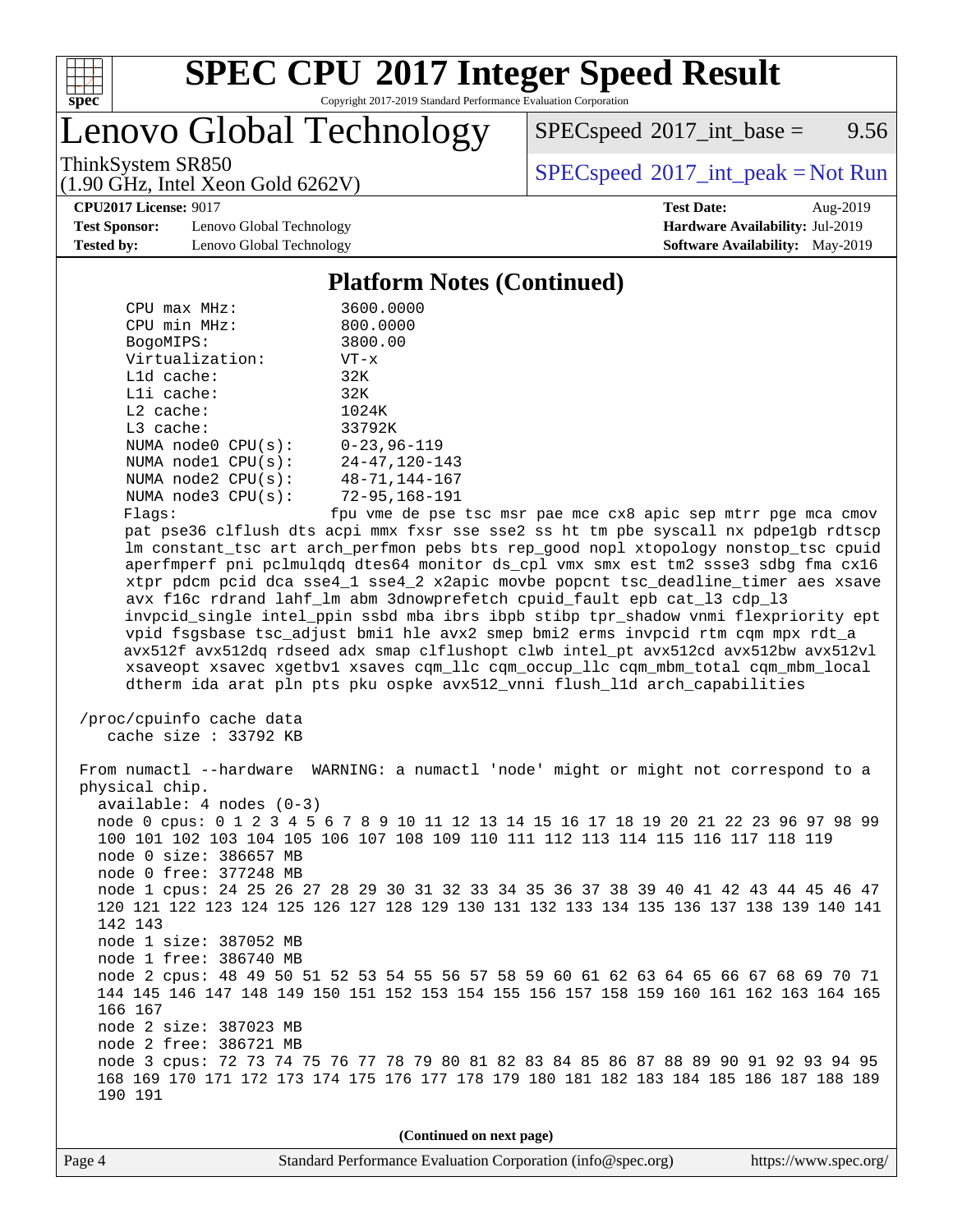## Platform Notes (Continued)

```
    CPU max MHz:           3600.0000
    CPU min MHz:           800.0000
    BogoMIPS:              3800.00
    Virtualization:        VT-x
    L1d cache:             32K
    L1i cache:             32K
    L2 cache:              1024K
    L3 cache:              33792K
    NUMA node0 CPU(s):     0-23,96-119
    NUMA node1 CPU(s):     24-47,120-143
    NUMA node2 CPU(s):     48-71,144-167
    NUMA node3 CPU(s):     72-95,168-191
    Flags:                 fpu vme de pse tsc msr pae mce cx8 apic sep mtrr pge mca cmov
    pat pse36 clflush dts acpi mmx fxsr sse sse2 ss ht tm pbe syscall nx pdpe1gb rdtscp
    lm constant_tsc art arch_perfmon pebs bts rep_good nopl xtopology nonstop_tsc cpuid
    aperfmperf pni pclmulqdq dtes64 monitor ds_cpl vmx smx est tm2 ssse3 sdbg fma cx16
    xtpr pdcm pcid dca sse4_1 sse4_2 x2apic movbe popcnt tsc_deadline_timer aes xsave
    avx f16c rdrand lahf_lm abm 3dnowprefetch cpuid_fault epb cat_l3 cdp_l3
    invpcid_single intel_ppin ssbd mba ibrs ibpb stibp tpr_shadow vnmi flexpriority ept
    vpid fsgsbase tsc_adjust bmi1 hle avx2 smep bmi2 erms invpcid rtm cqm mpx rdt_a
    avx512f avx512dq rdseed adx smap clflushopt clwb intel_pt avx512cd avx512bw avx512vl
    xsaveopt xsavec xgetbv1 xsaves cqm_llc cqm_occup_llc cqm_mbm_total cqm_mbm_local
    dtherm ida arat pln pts pku ospke avx512_vnni flush_l1d arch_capabilities

 /proc/cpuinfo cache data
    cache size : 33792 KB

 From numactl --hardware  WARNING: a numactl 'node' might or might not correspond to a
 physical chip.
   available: 4 nodes (0-3)
   node 0 cpus: 0 1 2 3 4 5 6 7 8 9 10 11 12 13 14 15 16 17 18 19 20 21 22 23 96 97 98 99
   100 101 102 103 104 105 106 107 108 109 110 111 112 113 114 115 116 117 118 119
   node 0 size: 386657 MB
   node 0 free: 377248 MB
   node 1 cpus: 24 25 26 27 28 29 30 31 32 33 34 35 36 37 38 39 40 41 42 43 44 45 46 47
   120 121 122 123 124 125 126 127 128 129 130 131 132 133 134 135 136 137 138 139 140 141
   142 143
   node 1 size: 387052 MB
   node 1 free: 386740 MB
   node 2 cpus: 48 49 50 51 52 53 54 55 56 57 58 59 60 61 62 63 64 65 66 67 68 69 70 71
   144 145 146 147 148 149 150 151 152 153 154 155 156 157 158 159 160 161 162 163 164 165
   166 167
   node 2 size: 387023 MB
   node 2 free: 386721 MB
   node 3 cpus: 72 73 74 75 76 77 78 79 80 81 82 83 84 85 86 87 88 89 90 91 92 93 94 95
   168 169 170 171 172 173 174 175 176 177 178 179 180 181 182 183 184 185 186 187 188 189
   190 191
```

(Continued on next page)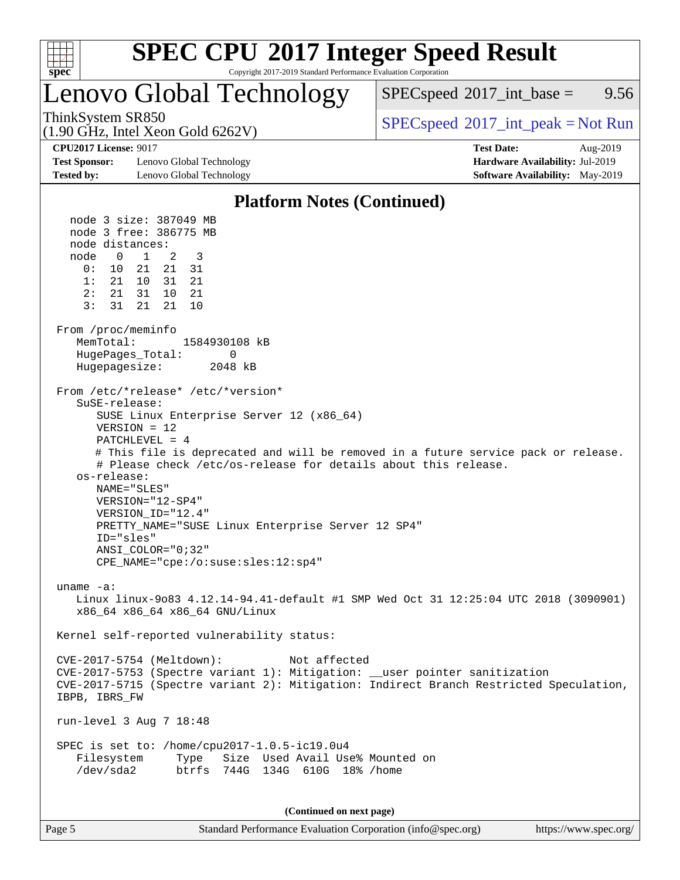## Platform Notes (Continued)

```
node 3 size: 387049 MB
node 3 free: 386775 MB
node distances:
node   0   1   2   3
  0:  10  21  21  31
  1:  21  10  31  21
  2:  21  31  10  21
  3:  31  21  21  10

From /proc/meminfo
   MemTotal:       1584930108 kB
   HugePages_Total:       0
   Hugepagesize:       2048 kB

From /etc/*release* /etc/*version*
   SuSE-release:
      SUSE Linux Enterprise Server 12 (x86_64)
      VERSION = 12
      PATCHLEVEL = 4
      # This file is deprecated and will be removed in a future service pack or release.
      # Please check /etc/os-release for details about this release.
   os-release:
      NAME="SLES"
      VERSION="12-SP4"
      VERSION_ID="12.4"
      PRETTY_NAME="SUSE Linux Enterprise Server 12 SP4"
      ID="sles"
      ANSI_COLOR="0;32"
      CPE_NAME="cpe:/o:suse:sles:12:sp4"

uname -a:
   Linux linux-9o83 4.12.14-94.41-default #1 SMP Wed Oct 31 12:25:04 UTC 2018 (3090901)
   x86_64 x86_64 x86_64 GNU/Linux

Kernel self-reported vulnerability status:

CVE-2017-5754 (Meltdown):          Not affected
CVE-2017-5753 (Spectre variant 1): Mitigation: __user pointer sanitization
CVE-2017-5715 (Spectre variant 2): Mitigation: Indirect Branch Restricted Speculation,
IBPB, IBRS_FW

run-level 3 Aug 7 18:48

SPEC is set to: /home/cpu2017-1.0.5-ic19.0u4
   Filesystem     Type   Size  Used Avail Use% Mounted on
   /dev/sda2      btrfs  744G  134G  610G  18% /home
```

(Continued on next page)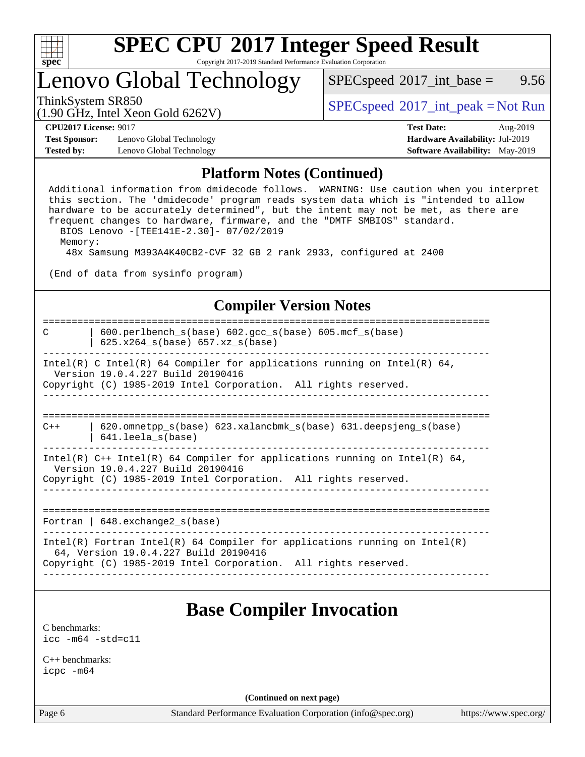## Platform Notes (Continued)

```
Additional information from dmidecode follows.  WARNING: Use caution when you interpret
this section. The 'dmidecode' program reads system data which is "intended to allow
hardware to be accurately determined", but the intent may not be met, as there are
frequent changes to hardware, firmware, and the "DMTF SMBIOS" standard.
  BIOS Lenovo -[TEE141E-2.30]- 07/02/2019
  Memory:
   48x Samsung M393A4K40CB2-CVF 32 GB 2 rank 2933, configured at 2400

(End of data from sysinfo program)
```

## Compiler Version Notes

```
==============================================================================
C       | 600.perlbench_s(base) 602.gcc_s(base) 605.mcf_s(base)
        | 625.x264_s(base) 657.xz_s(base)
------------------------------------------------------------------------------
Intel(R) C Intel(R) 64 Compiler for applications running on Intel(R) 64,
  Version 19.0.4.227 Build 20190416
Copyright (C) 1985-2019 Intel Corporation.  All rights reserved.
------------------------------------------------------------------------------

==============================================================================
C++     | 620.omnetpp_s(base) 623.xalancbmk_s(base) 631.deepsjeng_s(base)
        | 641.leela_s(base)
------------------------------------------------------------------------------
Intel(R) C++ Intel(R) 64 Compiler for applications running on Intel(R) 64,
  Version 19.0.4.227 Build 20190416
Copyright (C) 1985-2019 Intel Corporation.  All rights reserved.
------------------------------------------------------------------------------

==============================================================================
Fortran | 648.exchange2_s(base)
------------------------------------------------------------------------------
Intel(R) Fortran Intel(R) 64 Compiler for applications running on Intel(R)
  64, Version 19.0.4.227 Build 20190416
Copyright (C) 1985-2019 Intel Corporation.  All rights reserved.
------------------------------------------------------------------------------
```

## Base Compiler Invocation

C benchmarks:
icc -m64 -std=c11

C++ benchmarks:
icpc -m64

(Continued on next page)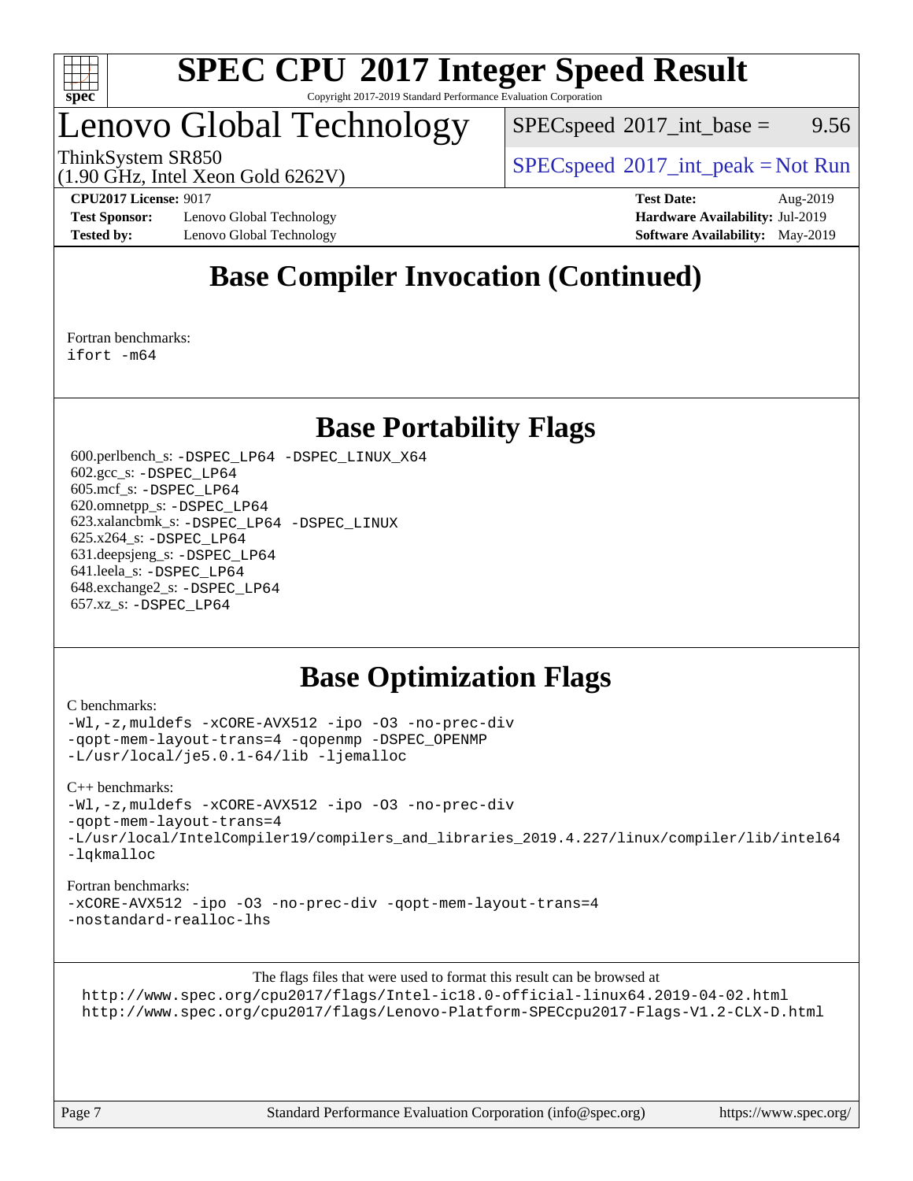# Base Compiler Invocation (Continued)

Fortran benchmarks:

```
ifort -m64
```

# Base Portability Flags

600.perlbench_s: -DSPEC_LP64 -DSPEC_LINUX_X64
602.gcc_s: -DSPEC_LP64
605.mcf_s: -DSPEC_LP64
620.omnetpp_s: -DSPEC_LP64
623.xalancbmk_s: -DSPEC_LP64 -DSPEC_LINUX
625.x264_s: -DSPEC_LP64
631.deepsjeng_s: -DSPEC_LP64
641.leela_s: -DSPEC_LP64
648.exchange2_s: -DSPEC_LP64
657.xz_s: -DSPEC_LP64

# Base Optimization Flags

C benchmarks:

```
-Wl,-z,muldefs -xCORE-AVX512 -ipo -O3 -no-prec-div
-qopt-mem-layout-trans=4 -qopenmp -DSPEC_OPENMP
-L/usr/local/je5.0.1-64/lib -ljemalloc
```

C++ benchmarks:

```
-Wl,-z,muldefs -xCORE-AVX512 -ipo -O3 -no-prec-div
-qopt-mem-layout-trans=4
-L/usr/local/IntelCompiler19/compilers_and_libraries_2019.4.227/linux/compiler/lib/intel64
-lqkmalloc
```

Fortran benchmarks:

```
-xCORE-AVX512 -ipo -O3 -no-prec-div -qopt-mem-layout-trans=4
-nostandard-realloc-lhs
```

The flags files that were used to format this result can be browsed at

http://www.spec.org/cpu2017/flags/Intel-ic18.0-official-linux64.2019-04-02.html
http://www.spec.org/cpu2017/flags/Lenovo-Platform-SPECcpu2017-Flags-V1.2-CLX-D.html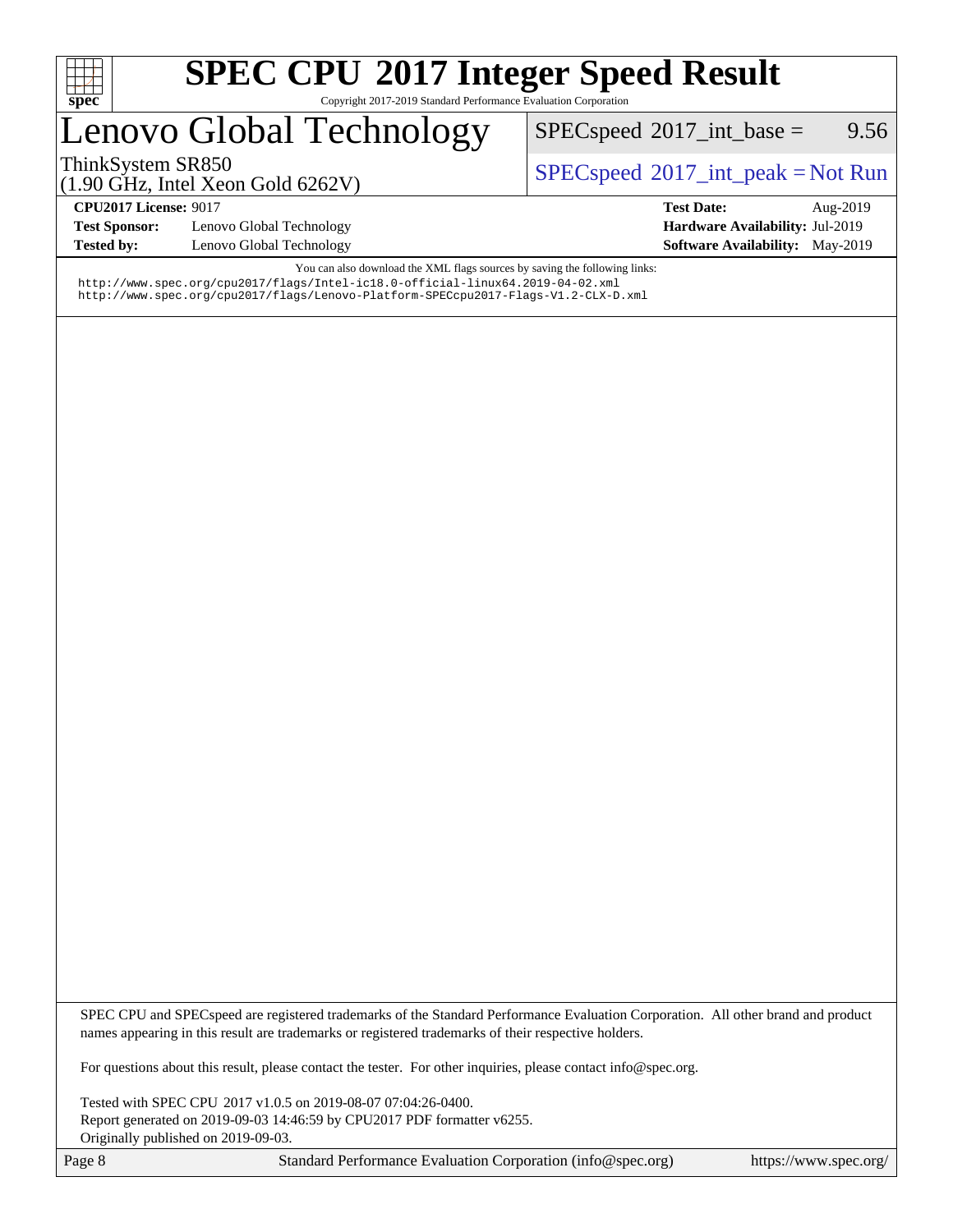You can also download the XML flags sources by saving the following links:
http://www.spec.org/cpu2017/flags/Intel-ic18.0-official-linux64.2019-04-02.xml
http://www.spec.org/cpu2017/flags/Lenovo-Platform-SPECcpu2017-Flags-V1.2-CLX-D.xml

SPEC CPU and SPECspeed are registered trademarks of the Standard Performance Evaluation Corporation. All other brand and product names appearing in this result are trademarks or registered trademarks of their respective holders.

For questions about this result, please contact the tester. For other inquiries, please contact info@spec.org.

Tested with SPEC CPU 2017 v1.0.5 on 2019-08-07 07:04:26-0400.
Report generated on 2019-09-03 14:46:59 by CPU2017 PDF formatter v6255.
Originally published on 2019-09-03.